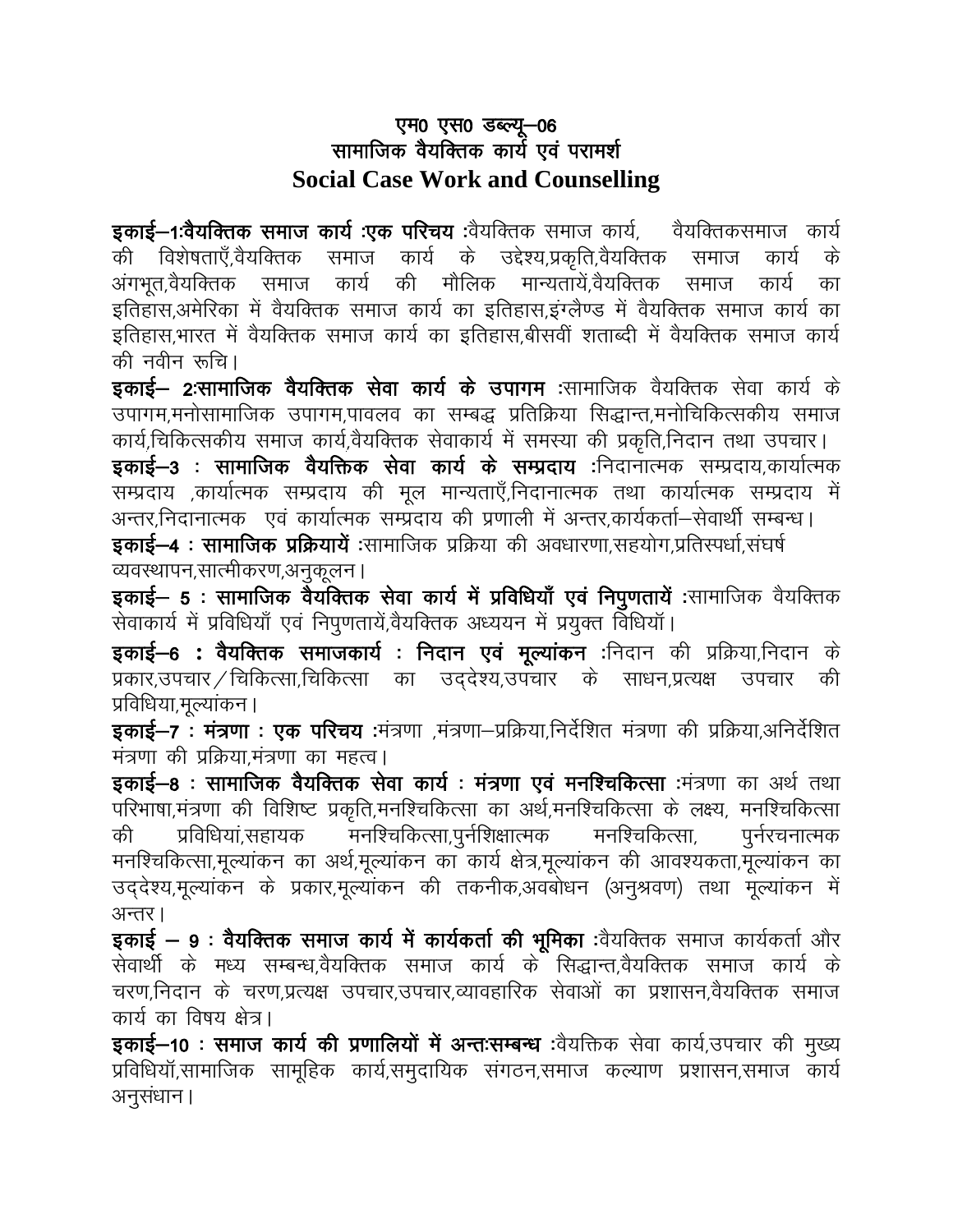# एम0 एस0 डब्ल्यू–06
# सामाजिक वैयक्तिक कार्य एवं परामर्श
# Social Case Work and Counselling

**इकाई–1:वैयक्तिक समाज कार्य :एक परिचय :**वैयक्तिक समाज कार्य, वैयक्तिकसमाज कार्य की विशेषताएँ,वैयक्तिक समाज कार्य के उद्देश्य,प्रकृति,वैयक्तिक समाज कार्य के अंगभूत,वैयक्तिक समाज कार्य की मौलिक मान्यतायें,वैयक्तिक समाज कार्य का इतिहास,अमेरिका में वैयक्तिक समाज कार्य का इतिहास,इंग्लैण्ड में वैयक्तिक समाज कार्य का इतिहास,भारत में वैयक्तिक समाज कार्य का इतिहास,बीसवीं शताब्दी में वैयक्तिक समाज कार्य की नवीन रूचि।

**इकाई– 2:सामाजिक वैयक्तिक सेवा कार्य के उपागम :**सामाजिक वैयक्तिक सेवा कार्य के उपागम,मनोसामाजिक उपागम,पावलव का सम्बद्ध प्रतिक्रिया सिद्धान्त,मनोचिकित्सकीय समाज कार्य,चिकित्सकीय समाज कार्य,वैयक्तिक सेवाकार्य में समस्या की प्रकृति,निदान तथा उपचार।

**इकाई–3 : सामाजिक वैयक्तिक सेवा कार्य के सम्प्रदाय :**निदानात्मक सम्प्रदाय,कार्यात्मक सम्प्रदाय ,कार्यात्मक सम्प्रदाय की मूल मान्यताएँ,निदानात्मक तथा कार्यात्मक सम्प्रदाय में अन्तर,निदानात्मक एवं कार्यात्मक सम्प्रदाय की प्रणाली में अन्तर,कार्यकर्ता–सेवार्थी सम्बन्ध।

**इकाई–4 : सामाजिक प्रक्रियायें :**सामाजिक प्रक्रिया की अवधारणा,सहयोग,प्रतिस्पर्धा,संघर्ष व्यवस्थापन,सात्मीकरण,अनुकूलन।

**इकाई– 5 : सामाजिक वैयक्तिक सेवा कार्य में प्रविधियाँ एवं निपुणतायें :**सामाजिक वैयक्तिक सेवाकार्य में प्रविधियाँ एवं निपुणतायें,वैयक्तिक अध्ययन में प्रयुक्त विधियॉ।

**इकाई–6 : वैयक्तिक समाजकार्य : निदान एवं मूल्यांकन :**निदान की प्रक्रिया,निदान के प्रकार,उपचार / चिकित्सा,चिकित्सा का उद्देश्य,उपचार के साधन,प्रत्यक्ष उपचार की प्रविधिया,मूल्यांकन।

**इकाई–7 : मंत्रणा : एक परिचय :**मंत्रणा ,मंत्रणा–प्रक्रिया,निर्देशित मंत्रणा की प्रक्रिया,अनिर्देशित मंत्रणा की प्रक्रिया,मंत्रणा का महत्व।

**इकाई–8 : सामाजिक वैयक्तिक सेवा कार्य : मंत्रणा एवं मनश्चिकित्सा :**मंत्रणा का अर्थ तथा परिभाषा,मंत्रणा की विशिष्ट प्रकृति,मनश्चिकित्सा का अर्थ,मनश्चिकित्सा के लक्ष्य, मनश्चिकित्सा की प्रविधियां,सहायक मनश्चिकित्सा,पुर्नशिक्षात्मक मनश्चिकित्सा, पुर्नरचनात्मक मनश्चिकित्सा,मूल्यांकन का अर्थ,मूल्यांकन का कार्य क्षेत्र,मूल्यांकन की आवश्यकता,मूल्यांकन का उद्देश्य,मूल्यांकन के प्रकार,मूल्यांकन की तकनीक,अवबोधन (अनुश्रवण) तथा मूल्यांकन में अन्तर।

**इकाई – 9 : वैयक्तिक समाज कार्य में कार्यकर्ता की भूमिका :**वैयक्तिक समाज कार्यकर्ता और सेवार्थी के मध्य सम्बन्ध,वैयक्तिक समाज कार्य के सिद्धान्त,वैयक्तिक समाज कार्य के चरण,निदान के चरण,प्रत्यक्ष उपचार,उपचार,व्यावहारिक सेवाओं का प्रशासन,वैयक्तिक समाज कार्य का विषय क्षेत्र।

**इकाई–10 : समाज कार्य की प्रणालियों में अन्तःसम्बन्ध :**वैयक्तिक सेवा कार्य,उपचार की मुख्य प्रविधियॉ,सामाजिक सामूहिक कार्य,समुदायिक संगठन,समाज कल्याण प्रशासन,समाज कार्य अनुसंधान।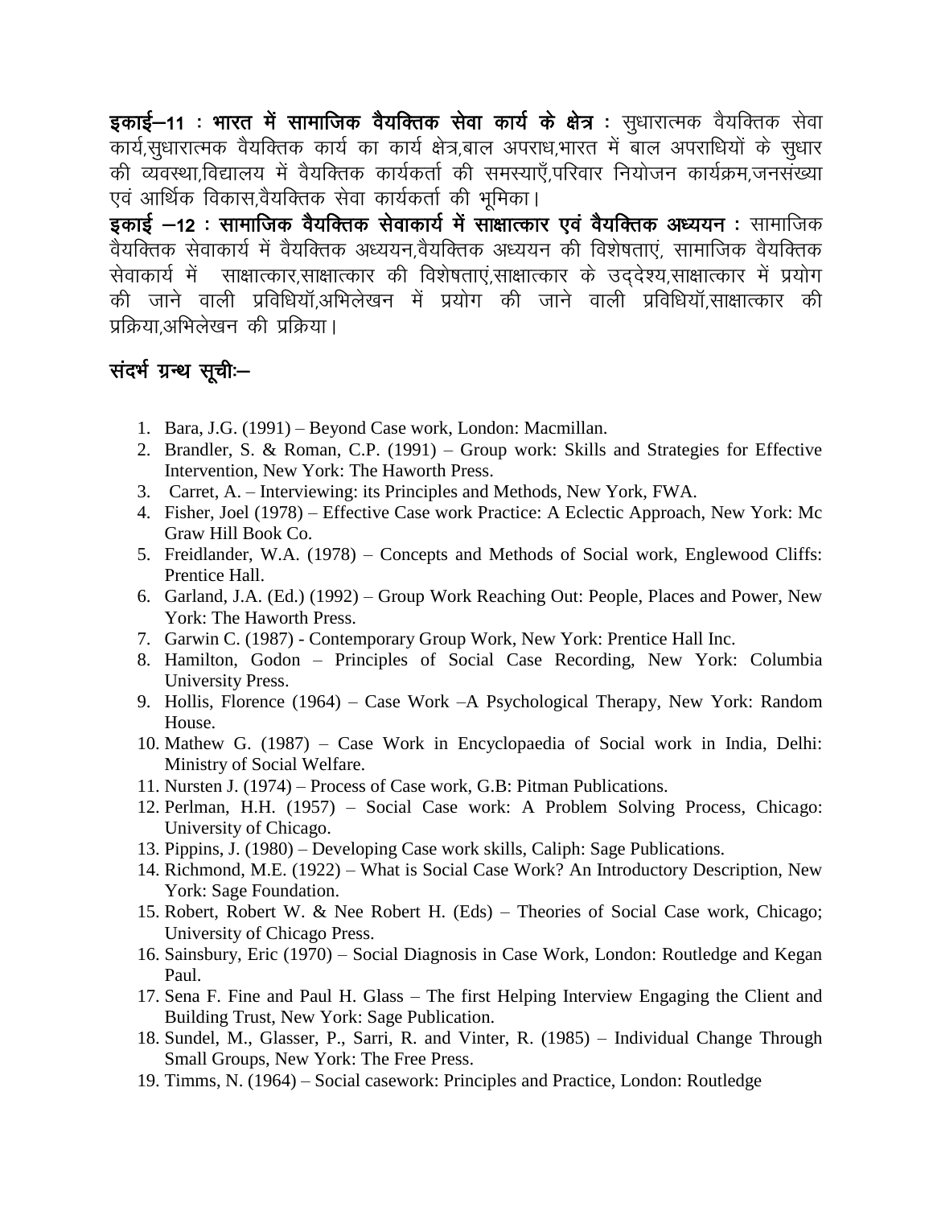**इकाई–11 : भारत में सामाजिक वैयक्तिक सेवा कार्य के क्षेत्र :** सुधारात्मक वैयक्तिक सेवा कार्य,सुधारात्मक वैयक्तिक कार्य का कार्य क्षेत्र,बाल अपराध,भारत में बाल अपराधियों के सुधार की व्यवस्था,विद्यालय में वैयक्तिक कार्यकर्ता की समस्याएँ,परिवार नियोजन कार्यक्रम,जनसंख्या एवं आर्थिक विकास,वैयक्तिक सेवा कार्यकर्ता की भूमिका।

**इकाई –12 : सामाजिक वैयक्तिक सेवाकार्य में साक्षात्कार एवं वैयक्तिक अध्ययन :** सामाजिक वैयक्तिक सेवाकार्य में वैयक्तिक अध्ययन,वैयक्तिक अध्ययन की विशेषताएं, सामाजिक वैयक्तिक सेवाकार्य में साक्षात्कार,साक्षात्कार की विशेषताएं,साक्षात्कार के उद्देश्य,साक्षात्कार में प्रयोग की जाने वाली प्रविधियॉ,अभिलेखन में प्रयोग की जाने वाली प्रविधियॉ,साक्षात्कार की प्रक्रिया,अभिलेखन की प्रक्रिया।

## संदर्भ ग्रन्थ सूचीः–

1. Bara, J.G. (1991) – Beyond Case work, London: Macmillan.
2. Brandler, S. & Roman, C.P. (1991) – Group work: Skills and Strategies for Effective Intervention, New York: The Haworth Press.
3. Carret, A. – Interviewing: its Principles and Methods, New York, FWA.
4. Fisher, Joel (1978) – Effective Case work Practice: A Eclectic Approach, New York: Mc Graw Hill Book Co.
5. Freidlander, W.A. (1978) – Concepts and Methods of Social work, Englewood Cliffs: Prentice Hall.
6. Garland, J.A. (Ed.) (1992) – Group Work Reaching Out: People, Places and Power, New York: The Haworth Press.
7. Garwin C. (1987) - Contemporary Group Work, New York: Prentice Hall Inc.
8. Hamilton, Godon – Principles of Social Case Recording, New York: Columbia University Press.
9. Hollis, Florence (1964) – Case Work –A Psychological Therapy, New York: Random House.
10. Mathew G. (1987) – Case Work in Encyclopaedia of Social work in India, Delhi: Ministry of Social Welfare.
11. Nursten J. (1974) – Process of Case work, G.B: Pitman Publications.
12. Perlman, H.H. (1957) – Social Case work: A Problem Solving Process, Chicago: University of Chicago.
13. Pippins, J. (1980) – Developing Case work skills, Caliph: Sage Publications.
14. Richmond, M.E. (1922) – What is Social Case Work? An Introductory Description, New York: Sage Foundation.
15. Robert, Robert W. & Nee Robert H. (Eds) – Theories of Social Case work, Chicago; University of Chicago Press.
16. Sainsbury, Eric (1970) – Social Diagnosis in Case Work, London: Routledge and Kegan Paul.
17. Sena F. Fine and Paul H. Glass – The first Helping Interview Engaging the Client and Building Trust, New York: Sage Publication.
18. Sundel, M., Glasser, P., Sarri, R. and Vinter, R. (1985) – Individual Change Through Small Groups, New York: The Free Press.
19. Timms, N. (1964) – Social casework: Principles and Practice, London: Routledge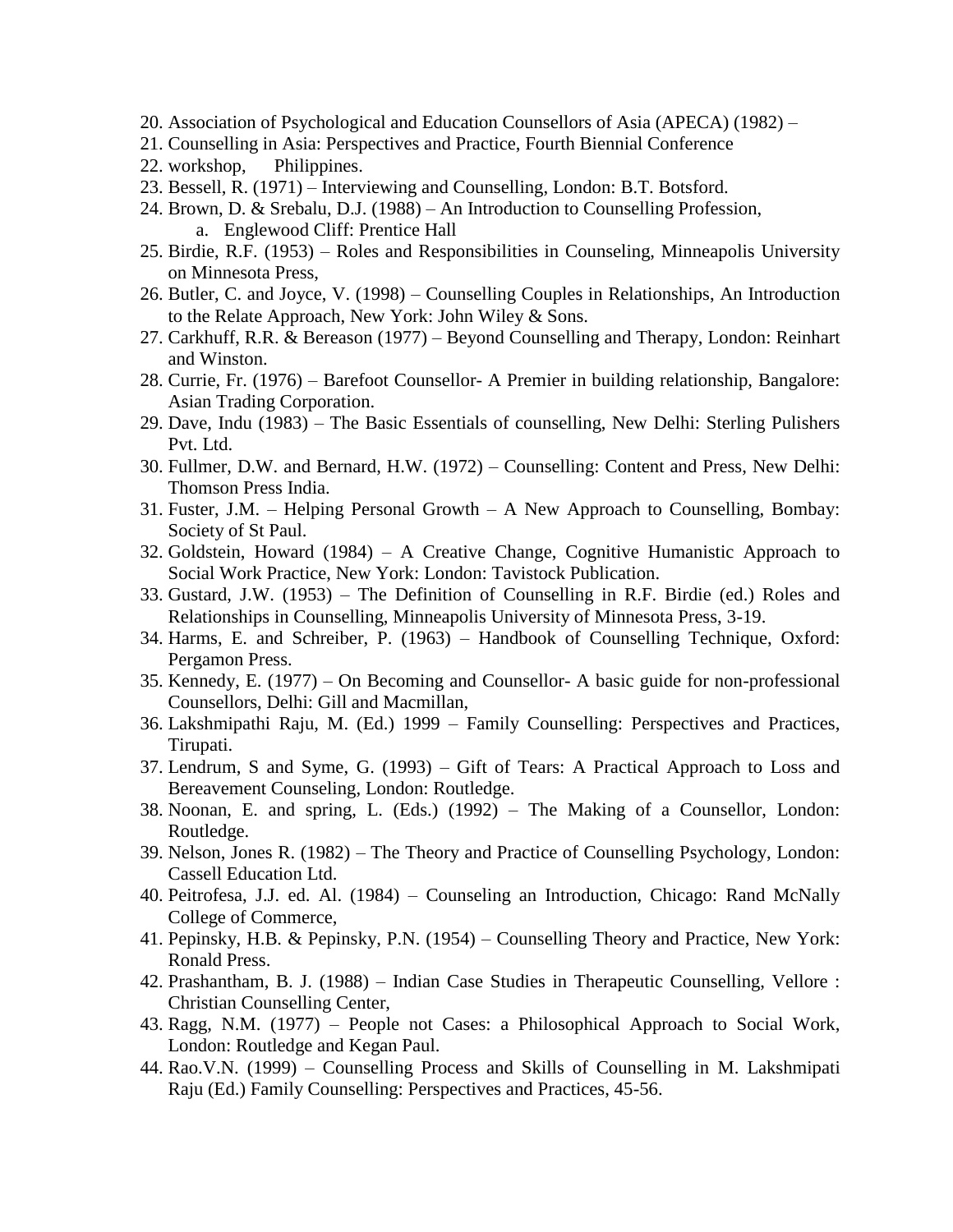20. Association of Psychological and Education Counsellors of Asia (APECA) (1982) –
21. Counselling in Asia: Perspectives and Practice, Fourth Biennial Conference
22. workshop, Philippines.
23. Bessell, R. (1971) – Interviewing and Counselling, London: B.T. Botsford.
24. Brown, D. & Srebalu, D.J. (1988) – An Introduction to Counselling Profession,
    a. Englewood Cliff: Prentice Hall
25. Birdie, R.F. (1953) – Roles and Responsibilities in Counseling, Minneapolis University on Minnesota Press,
26. Butler, C. and Joyce, V. (1998) – Counselling Couples in Relationships, An Introduction to the Relate Approach, New York: John Wiley & Sons.
27. Carkhuff, R.R. & Bereason (1977) – Beyond Counselling and Therapy, London: Reinhart and Winston.
28. Currie, Fr. (1976) – Barefoot Counsellor- A Premier in building relationship, Bangalore: Asian Trading Corporation.
29. Dave, Indu (1983) – The Basic Essentials of counselling, New Delhi: Sterling Pulishers Pvt. Ltd.
30. Fullmer, D.W. and Bernard, H.W. (1972) – Counselling: Content and Press, New Delhi: Thomson Press India.
31. Fuster, J.M. – Helping Personal Growth – A New Approach to Counselling, Bombay: Society of St Paul.
32. Goldstein, Howard (1984) – A Creative Change, Cognitive Humanistic Approach to Social Work Practice, New York: London: Tavistock Publication.
33. Gustard, J.W. (1953) – The Definition of Counselling in R.F. Birdie (ed.) Roles and Relationships in Counselling, Minneapolis University of Minnesota Press, 3-19.
34. Harms, E. and Schreiber, P. (1963) – Handbook of Counselling Technique, Oxford: Pergamon Press.
35. Kennedy, E. (1977) – On Becoming and Counsellor- A basic guide for non-professional Counsellors, Delhi: Gill and Macmillan,
36. Lakshmipathi Raju, M. (Ed.) 1999 – Family Counselling: Perspectives and Practices, Tirupati.
37. Lendrum, S and Syme, G. (1993) – Gift of Tears: A Practical Approach to Loss and Bereavement Counseling, London: Routledge.
38. Noonan, E. and spring, L. (Eds.) (1992) – The Making of a Counsellor, London: Routledge.
39. Nelson, Jones R. (1982) – The Theory and Practice of Counselling Psychology, London: Cassell Education Ltd.
40. Peitrofesa, J.J. ed. Al. (1984) – Counseling an Introduction, Chicago: Rand McNally College of Commerce,
41. Pepinsky, H.B. & Pepinsky, P.N. (1954) – Counselling Theory and Practice, New York: Ronald Press.
42. Prashantham, B. J. (1988) – Indian Case Studies in Therapeutic Counselling, Vellore : Christian Counselling Center,
43. Ragg, N.M. (1977) – People not Cases: a Philosophical Approach to Social Work, London: Routledge and Kegan Paul.
44. Rao.V.N. (1999) – Counselling Process and Skills of Counselling in M. Lakshmipati Raju (Ed.) Family Counselling: Perspectives and Practices, 45-56.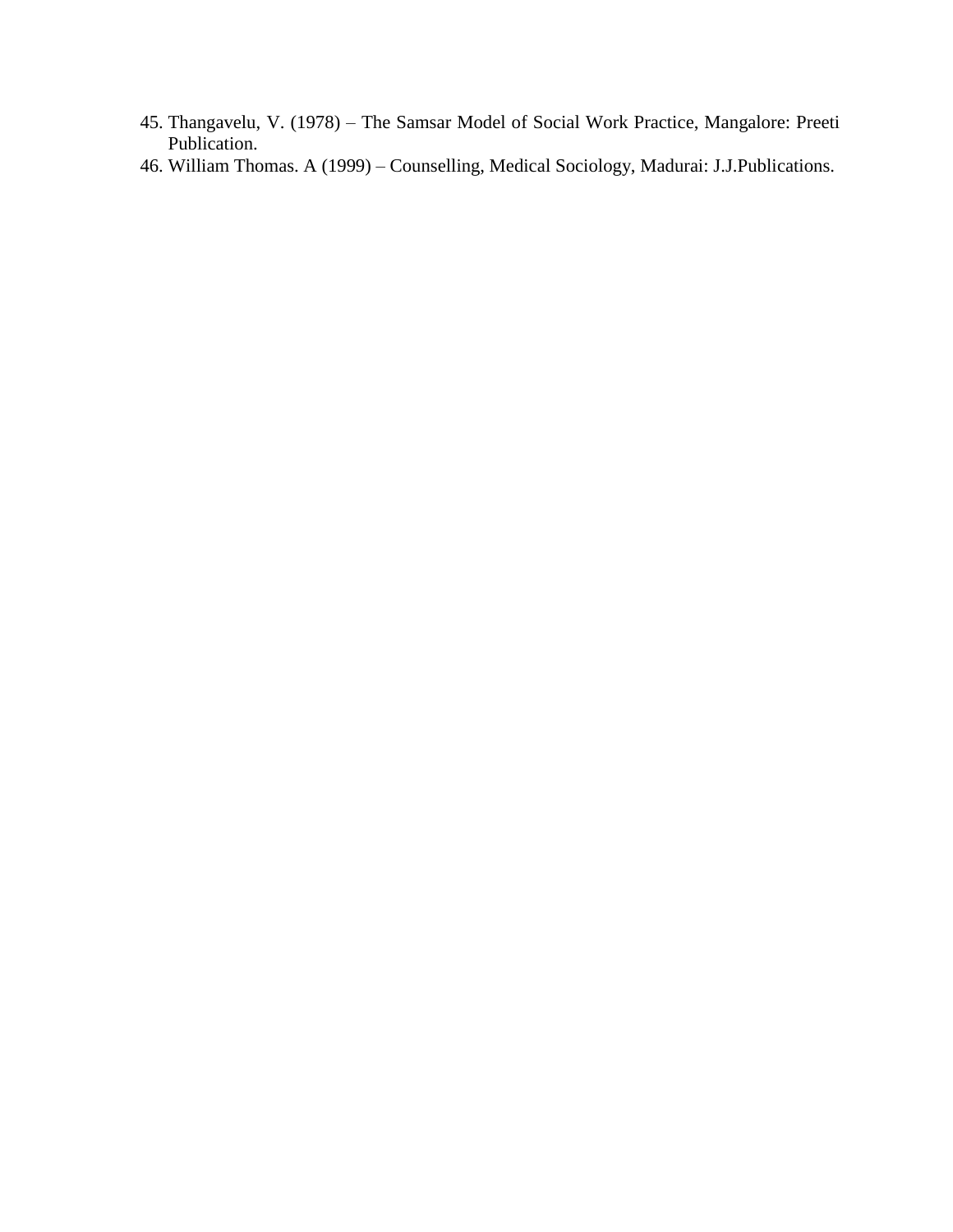45. Thangavelu, V. (1978) – The Samsar Model of Social Work Practice, Mangalore: Preeti Publication.
46. William Thomas. A (1999) – Counselling, Medical Sociology, Madurai: J.J.Publications.